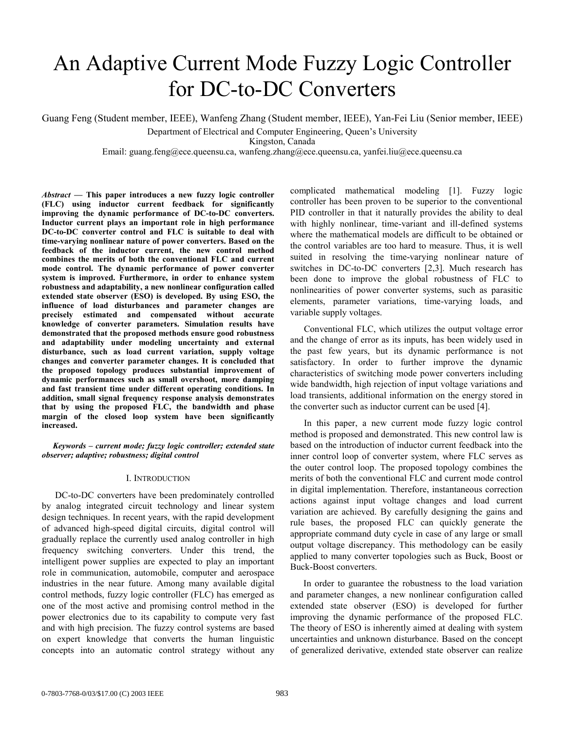# An Adaptive Current Mode Fuzzy Logic Controller for DC-to-DC Converters

Guang Feng (Student member, IEEE), Wanfeng Zhang (Student member, IEEE), Yan-Fei Liu (Senior member, IEEE)

Department of Electrical and Computer Engineering, Queen's University
Kingston, Canada
Email: guang.feng@ece.queensu.ca, wanfeng.zhang@ece.queensu.ca, yanfei.liu@ece.queensu.ca

***Abstract* — This paper introduces a new fuzzy logic controller (FLC) using inductor current feedback for significantly improving the dynamic performance of DC-to-DC converters. Inductor current plays an important role in high performance DC-to-DC converter control and FLC is suitable to deal with time-varying nonlinear nature of power converters. Based on the feedback of the inductor current, the new control method combines the merits of both the conventional FLC and current mode control. The dynamic performance of power converter system is improved. Furthermore, in order to enhance system robustness and adaptability, a new nonlinear configuration called extended state observer (ESO) is developed. By using ESO, the influence of load disturbances and parameter changes are precisely estimated and compensated without accurate knowledge of converter parameters. Simulation results have demonstrated that the proposed methods ensure good robustness and adaptability under modeling uncertainty and external disturbance, such as load current variation, supply voltage changes and converter parameter changes. It is concluded that the proposed topology produces substantial improvement of dynamic performances such as small overshoot, more damping and fast transient time under different operating conditions. In addition, small signal frequency response analysis demonstrates that by using the proposed FLC, the bandwidth and phase margin of the closed loop system have been significantly increased.**

***Keywords – current mode; fuzzy logic controller; extended state observer; adaptive; robustness; digital control***

## I. Introduction

DC-to-DC converters have been predominately controlled by analog integrated circuit technology and linear system design techniques. In recent years, with the rapid development of advanced high-speed digital circuits, digital control will gradually replace the currently used analog controller in high frequency switching converters. Under this trend, the intelligent power supplies are expected to play an important role in communication, automobile, computer and aerospace industries in the near future. Among many available digital control methods, fuzzy logic controller (FLC) has emerged as one of the most active and promising control method in the power electronics due to its capability to compute very fast and with high precision. The fuzzy control systems are based on expert knowledge that converts the human linguistic concepts into an automatic control strategy without any complicated mathematical modeling [1]. Fuzzy logic controller has been proven to be superior to the conventional PID controller in that it naturally provides the ability to deal with highly nonlinear, time-variant and ill-defined systems where the mathematical models are difficult to be obtained or the control variables are too hard to measure. Thus, it is well suited in resolving the time-varying nonlinear nature of switches in DC-to-DC converters [2,3]. Much research has been done to improve the global robustness of FLC to nonlinearities of power converter systems, such as parasitic elements, parameter variations, time-varying loads, and variable supply voltages.

Conventional FLC, which utilizes the output voltage error and the change of error as its inputs, has been widely used in the past few years, but its dynamic performance is not satisfactory. In order to further improve the dynamic characteristics of switching mode power converters including wide bandwidth, high rejection of input voltage variations and load transients, additional information on the energy stored in the converter such as inductor current can be used [4].

In this paper, a new current mode fuzzy logic control method is proposed and demonstrated. This new control law is based on the introduction of inductor current feedback into the inner control loop of converter system, where FLC serves as the outer control loop. The proposed topology combines the merits of both the conventional FLC and current mode control in digital implementation. Therefore, instantaneous correction actions against input voltage changes and load current variation are achieved. By carefully designing the gains and rule bases, the proposed FLC can quickly generate the appropriate command duty cycle in case of any large or small output voltage discrepancy. This methodology can be easily applied to many converter topologies such as Buck, Boost or Buck-Boost converters.

In order to guarantee the robustness to the load variation and parameter changes, a new nonlinear configuration called extended state observer (ESO) is developed for further improving the dynamic performance of the proposed FLC. The theory of ESO is inherently aimed at dealing with system uncertainties and unknown disturbance. Based on the concept of generalized derivative, extended state observer can realize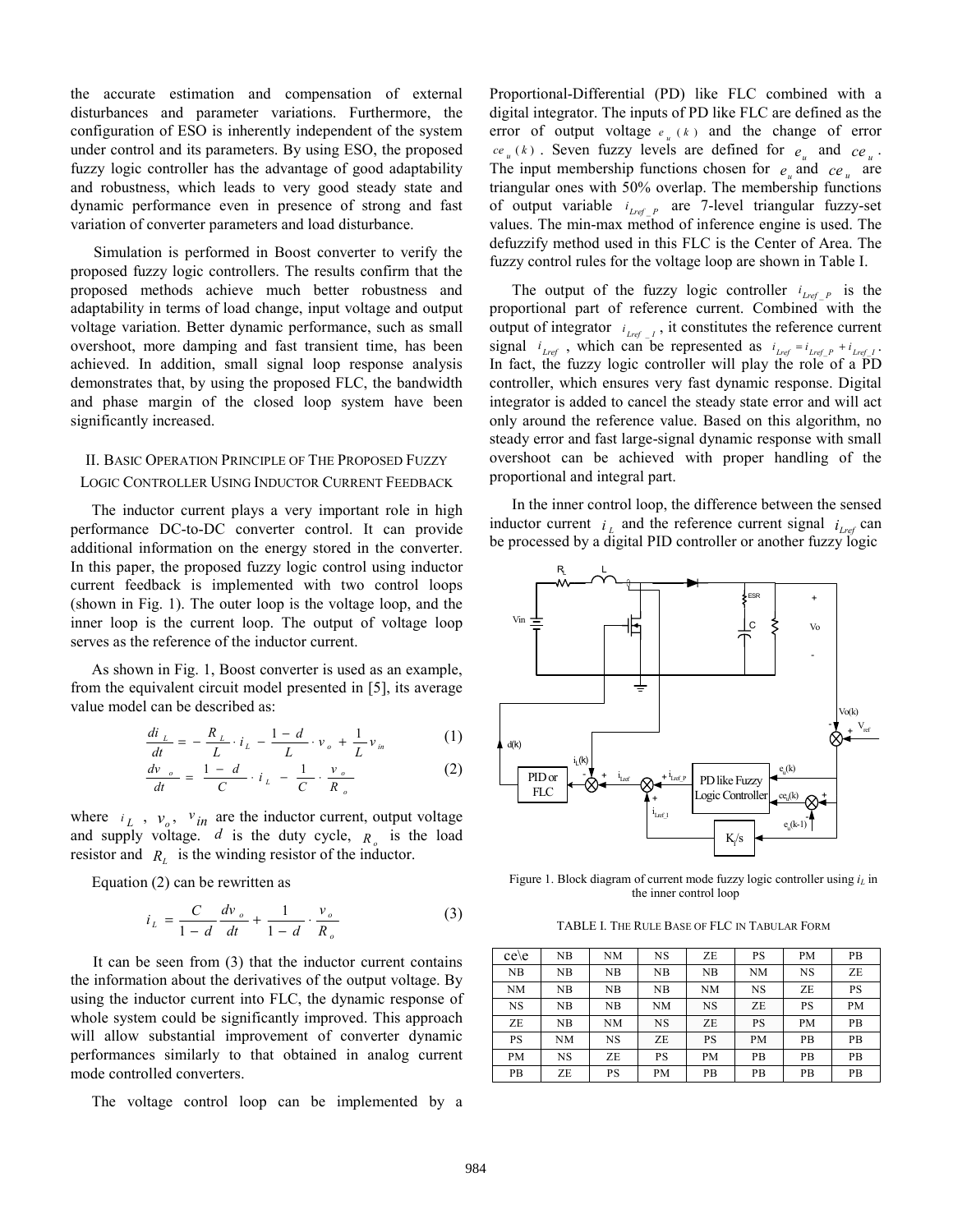the accurate estimation and compensation of external disturbances and parameter variations. Furthermore, the configuration of ESO is inherently independent of the system under control and its parameters. By using ESO, the proposed fuzzy logic controller has the advantage of good adaptability and robustness, which leads to very good steady state and dynamic performance even in presence of strong and fast variation of converter parameters and load disturbance.

Simulation is performed in Boost converter to verify the proposed fuzzy logic controllers. The results confirm that the proposed methods achieve much better robustness and adaptability in terms of load change, input voltage and output voltage variation. Better dynamic performance, such as small overshoot, more damping and fast transient time, has been achieved. In addition, small signal loop response analysis demonstrates that, by using the proposed FLC, the bandwidth and phase margin of the closed loop system have been significantly increased.

## II. Basic Operation Principle of The Proposed Fuzzy Logic Controller Using Inductor Current Feedback

The inductor current plays a very important role in high performance DC-to-DC converter control. It can provide additional information on the energy stored in the converter. In this paper, the proposed fuzzy logic control using inductor current feedback is implemented with two control loops (shown in Fig. 1). The outer loop is the voltage loop, and the inner loop is the current loop. The output of voltage loop serves as the reference of the inductor current.

As shown in Fig. 1, Boost converter is used as an example, from the equivalent circuit model presented in [5], its average value model can be described as:

$$\frac{di_L}{dt} = -\frac{R_L}{L} \cdot i_L - \frac{1-d}{L} \cdot v_o + \frac{1}{L} v_{in} \tag{1}$$

$$\frac{dv_o}{dt} = \frac{1-d}{C} \cdot i_L - \frac{1}{C} \cdot \frac{v_o}{R_o} \tag{2}$$

where $i_L$, $v_o$, $v_{in}$ are the inductor current, output voltage and supply voltage. $d$ is the duty cycle, $R_o$ is the load resistor and $R_L$ is the winding resistor of the inductor.

Equation (2) can be rewritten as

$$i_L = \frac{C}{1-d} \frac{dv_o}{dt} + \frac{1}{1-d} \cdot \frac{v_o}{R_o} \tag{3}$$

It can be seen from (3) that the inductor current contains the information about the derivatives of the output voltage. By using the inductor current into FLC, the dynamic response of whole system could be significantly improved. This approach will allow substantial improvement of converter dynamic performances similarly to that obtained in analog current mode controlled converters.

The voltage control loop can be implemented by a Proportional-Differential (PD) like FLC combined with a digital integrator. The inputs of PD like FLC are defined as the error of output voltage $e_u(k)$ and the change of error $ce_u(k)$. Seven fuzzy levels are defined for $e_u$ and $ce_u$. The input membership functions chosen for $e_u$ and $ce_u$ are triangular ones with 50% overlap. The membership functions of output variable $i_{Lref\_P}$ are 7-level triangular fuzzy-set values. The min-max method of inference engine is used. The defuzzify method used in this FLC is the Center of Area. The fuzzy control rules for the voltage loop are shown in Table I.

The output of the fuzzy logic controller $i_{Lref\_P}$ is the proportional part of reference current. Combined with the output of integrator $i_{Lref\_I}$, it constitutes the reference current signal $i_{Lref}$, which can be represented as $i_{Lref} = i_{Lref\_P} + i_{Lref\_I}$. In fact, the fuzzy logic controller will play the role of a PD controller, which ensures very fast dynamic response. Digital integrator is added to cancel the steady state error and will act only around the reference value. Based on this algorithm, no steady error and fast large-signal dynamic response with small overshoot can be achieved with proper handling of the proportional and integral part.

In the inner control loop, the difference between the sensed inductor current $i_L$ and the reference current signal $i_{Lref}$ can be processed by a digital PID controller or another fuzzy logic

Figure 1. Block diagram of current mode fuzzy logic controller using $i_L$ in the inner control loop

TABLE I. The Rule Base of FLC in Tabular Form

| ce\e | NB | NM | NS | ZE | PS | PM | PB |
|---|---|---|---|---|---|---|---|
| NB | NB | NB | NB | NB | NM | NS | ZE |
| NM | NB | NB | NB | NM | NS | ZE | PS |
| NS | NB | NB | NM | NS | ZE | PS | PM |
| ZE | NB | NM | NS | ZE | PS | PM | PB |
| PS | NM | NS | ZE | PS | PM | PB | PB |
| PM | NS | ZE | PS | PM | PB | PB | PB |
| PB | ZE | PS | PM | PB | PB | PB | PB |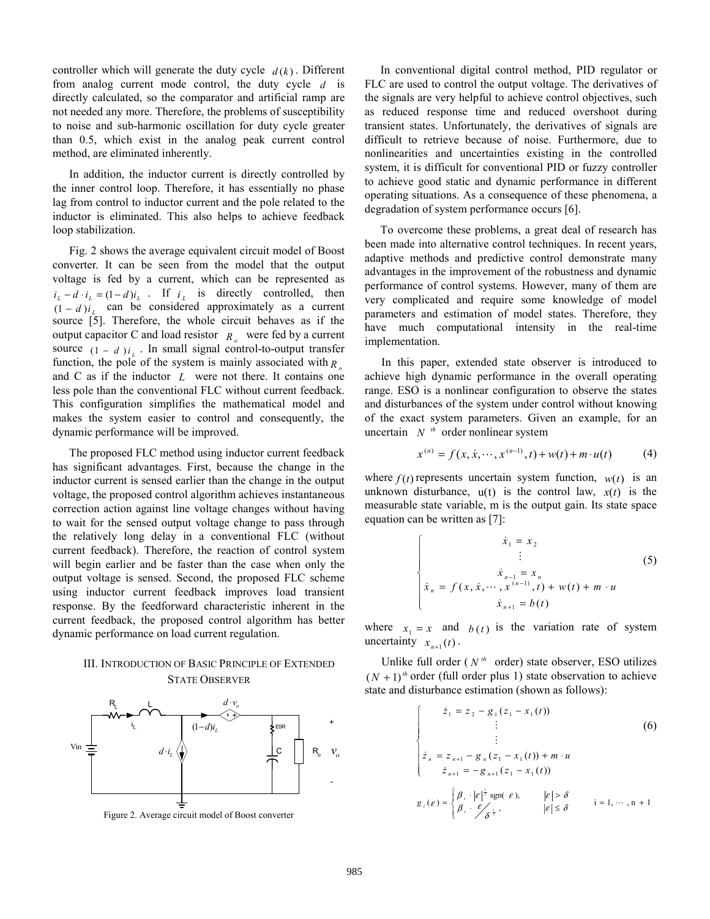controller which will generate the duty cycle $d(k)$. Different from analog current mode control, the duty cycle $d$ is directly calculated, so the comparator and artificial ramp are not needed any more. Therefore, the problems of susceptibility to noise and sub-harmonic oscillation for duty cycle greater than 0.5, which exist in the analog peak current control method, are eliminated inherently.

In addition, the inductor current is directly controlled by the inner control loop. Therefore, it has essentially no phase lag from control to inductor current and the pole related to the inductor is eliminated. This also helps to achieve feedback loop stabilization.

Fig. 2 shows the average equivalent circuit model of Boost converter. It can be seen from the model that the output voltage is fed by a current, which can be represented as $i_L - d \cdot i_L = (1-d)i_L$. If $i_L$ is directly controlled, then $(1-d)i_L$ can be considered approximately as a current source [5]. Therefore, the whole circuit behaves as if the output capacitor C and load resistor $R_o$ were fed by a current source $(1-d)i_L$. In small signal control-to-output transfer function, the pole of the system is mainly associated with $R_o$ and C as if the inductor $L$ were not there. It contains one less pole than the conventional FLC without current feedback. This configuration simplifies the mathematical model and makes the system easier to control and consequently, the dynamic performance will be improved.

The proposed FLC method using inductor current feedback has significant advantages. First, because the change in the inductor current is sensed earlier than the change in the output voltage, the proposed control algorithm achieves instantaneous correction action against line voltage changes without having to wait for the sensed output voltage change to pass through the relatively long delay in a conventional FLC (without current feedback). Therefore, the reaction of control system will begin earlier and be faster than the case when only the output voltage is sensed. Second, the proposed FLC scheme using inductor current feedback improves load transient response. By the feedforward characteristic inherent in the current feedback, the proposed control algorithm has better dynamic performance on load current regulation.

## III. Introduction of Basic Principle of Extended State Observer

Figure 2. Average circuit model of Boost converter

In conventional digital control method, PID regulator or FLC are used to control the output voltage. The derivatives of the signals are very helpful to achieve control objectives, such as reduced response time and reduced overshoot during transient states. Unfortunately, the derivatives of signals are difficult to retrieve because of noise. Furthermore, due to nonlinearities and uncertainties existing in the controlled system, it is difficult for conventional PID or fuzzy controller to achieve good static and dynamic performance in different operating situations. As a consequence of these phenomena, a degradation of system performance occurs [6].

To overcome these problems, a great deal of research has been made into alternative control techniques. In recent years, adaptive methods and predictive control demonstrate many advantages in the improvement of the robustness and dynamic performance of control systems. However, many of them are very complicated and require some knowledge of model parameters and estimation of model states. Therefore, they have much computational intensity in the real-time implementation.

In this paper, extended state observer is introduced to achieve high dynamic performance in the overall operating range. ESO is a nonlinear configuration to observe the states and disturbances of the system under control without knowing of the exact system parameters. Given an example, for an uncertain $N^{th}$ order nonlinear system

$$x^{(n)} = f(x, \dot{x}, \cdots, x^{(n-1)}, t) + w(t) + m \cdot u(t) \tag{4}$$

where $f(t)$ represents uncertain system function, $w(t)$ is an unknown disturbance, u(t) is the control law, $x(t)$ is the measurable state variable, m is the output gain. Its state space equation can be written as [7]:

$$\begin{cases} \dot{x}_1 = x_2 \\ \vdots \\ \dot{x}_{n-1} = x_n \\ \dot{x}_n = f(x, \dot{x}, \cdots, x^{(n-1)}, t) + w(t) + m \cdot u \\ \dot{x}_{n+1} = b(t) \end{cases} \tag{5}$$

where $x_1 = x$ and $b(t)$ is the variation rate of system uncertainty $x_{n+1}(t)$.

Unlike full order ($N^{th}$ order) state observer, ESO utilizes $(N+1)^{th}$ order (full order plus 1) state observation to achieve state and disturbance estimation (shown as follows):

$$\begin{cases} \dot{z}_1 = z_2 - g_1(z_1 - x_1(t)) \\ \vdots \\ \vdots \\ \dot{z}_n = z_{n+1} - g_n(z_1 - x_1(t)) + m \cdot u \\ \dot{z}_{n+1} = -g_{n+1}(z_1 - x_1(t)) \end{cases} \tag{6}$$

$$g_i(\varepsilon) = \begin{cases} \beta_i \cdot |\varepsilon|^{\frac{1}{i}} \operatorname{sgn}(\varepsilon), & |\varepsilon| > \delta \\ \beta_i \cdot \varepsilon / \delta^{\frac{1}{i}}, & |\varepsilon| \le \delta \end{cases} \qquad i = 1, \cdots, n+1$$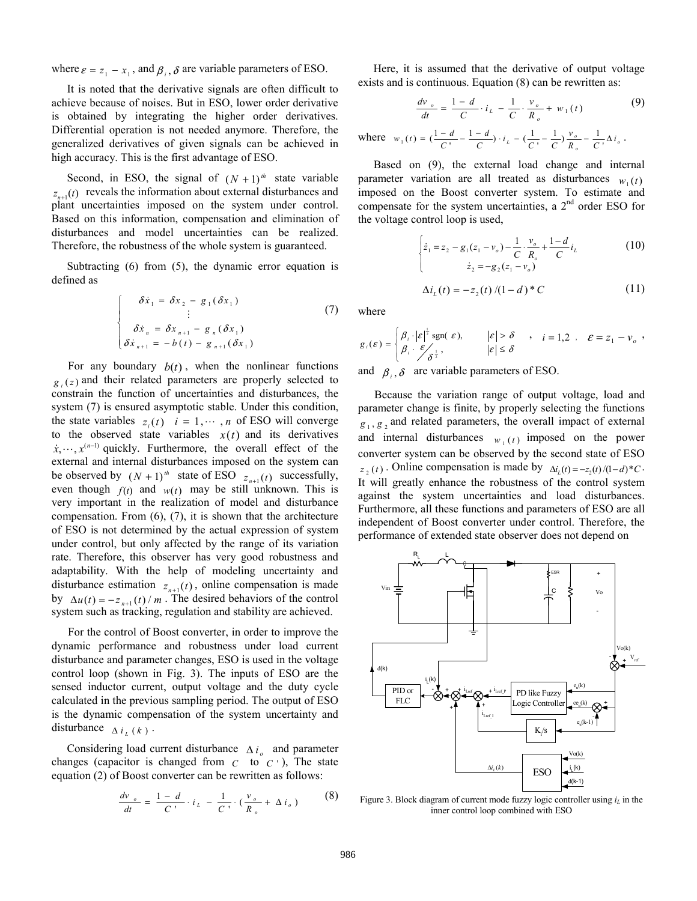where $\varepsilon = z_1 - x_1$, and $\beta_i, \delta$ are variable parameters of ESO.

It is noted that the derivative signals are often difficult to achieve because of noises. But in ESO, lower order derivative is obtained by integrating the higher order derivatives. Differential operation is not needed anymore. Therefore, the generalized derivatives of given signals can be achieved in high accuracy. This is the first advantage of ESO.

Second, in ESO, the signal of $(N+1)^{th}$ state variable $z_{n+1}(t)$ reveals the information about external disturbances and plant uncertainties imposed on the system under control. Based on this information, compensation and elimination of disturbances and model uncertainties can be realized. Therefore, the robustness of the whole system is guaranteed.

Subtracting (6) from (5), the dynamic error equation is defined as

$$\begin{cases} \delta \dot{x}_1 = \delta x_2 - g_1(\delta x_1) \\ \quad\vdots \\ \delta \dot{x}_n = \delta x_{n+1} - g_n(\delta x_1) \\ \delta \dot{x}_{n+1} = -b(t) - g_{n+1}(\delta x_1) \end{cases} \tag{7}$$

For any boundary $b(t)$, when the nonlinear functions $g_i(z)$ and their related parameters are properly selected to constrain the function of uncertainties and disturbances, the system (7) is ensured asymptotic stable. Under this condition, the state variables $z_i(t) \quad i = 1, \cdots, n$ of ESO will converge to the observed state variables $x(t)$ and its derivatives $\dot{x}, \cdots, x^{(n-1)}$ quickly. Furthermore, the overall effect of the external and internal disturbances imposed on the system can be observed by $(N+1)^{th}$ state of ESO $z_{n+1}(t)$ successfully, even though $f(t)$ and $w(t)$ may be still unknown. This is very important in the realization of model and disturbance compensation. From (6), (7), it is shown that the architecture of ESO is not determined by the actual expression of system under control, but only affected by the range of its variation rate. Therefore, this observer has very good robustness and adaptability. With the help of modeling uncertainty and disturbance estimation $z_{n+1}(t)$, online compensation is made by $\Delta u(t) = -z_{n+1}(t)/m$. The desired behaviors of the control system such as tracking, regulation and stability are achieved.

For the control of Boost converter, in order to improve the dynamic performance and robustness under load current disturbance and parameter changes, ESO is used in the voltage control loop (shown in Fig. 3). The inputs of ESO are the sensed inductor current, output voltage and the duty cycle calculated in the previous sampling period. The output of ESO is the dynamic compensation of the system uncertainty and disturbance $\Delta i_L(k)$.

Considering load current disturbance $\Delta i_o$ and parameter changes (capacitor is changed from $C$ to $C'$), The state equation (2) of Boost converter can be rewritten as follows:

$$\frac{dv_o}{dt} = \frac{1-d}{C'} \cdot i_L - \frac{1}{C'} \cdot \left(\frac{v_o}{R_o} + \Delta i_o\right) \tag{8}$$

Here, it is assumed that the derivative of output voltage exists and is continuous. Equation (8) can be rewritten as:

$$\frac{dv_o}{dt} = \frac{1-d}{C} \cdot i_L - \frac{1}{C} \cdot \frac{v_o}{R_o} + w_1(t) \tag{9}$$

where $w_1(t) = \left(\frac{1-d}{C'} - \frac{1-d}{C}\right) \cdot i_L - \left(\frac{1}{C'} - \frac{1}{C}\right)\frac{v_o}{R_o} - \frac{1}{C'}\Delta i_o$.

Based on (9), the external load change and internal parameter variation are all treated as disturbances $w_1(t)$ imposed on the Boost converter system. To estimate and compensate for the system uncertainties, a 2[nd] order ESO for the voltage control loop is used,

$$\begin{cases} \dot{z}_1 = z_2 - g_1(z_1 - v_o) - \frac{1}{C} \cdot \frac{v_o}{R_o} + \frac{1-d}{C} i_L \\ \dot{z}_2 = -g_2(z_1 - v_o) \end{cases} \tag{10}$$

$$\Delta i_L(t) = -z_2(t)/(1-d) * C \tag{11}$$

where

$$g_i(\varepsilon) = \begin{cases} \beta_i \cdot |\varepsilon|^{\frac{1}{2}} \operatorname{sgn}(\varepsilon), & |\varepsilon| > \delta \\ \beta_i \cdot \varepsilon / \delta^{\frac{1}{2}}, & |\varepsilon| \le \delta \end{cases}, \quad i = 1,2, \quad \varepsilon = z_1 - v_o,$$

and $\beta_i, \delta$ are variable parameters of ESO.

Because the variation range of output voltage, load and parameter change is finite, by properly selecting the functions $g_1, g_2$ and related parameters, the overall impact of external and internal disturbances $w_1(t)$ imposed on the power converter system can be observed by the second state of ESO $z_2(t)$. Online compensation is made by $\Delta i_L(t) = -z_2(t)/(1-d)*C$. It will greatly enhance the robustness of the control system against the system uncertainties and load disturbances. Furthermore, all these functions and parameters of ESO are all independent of Boost converter under control. Therefore, the performance of extended state observer does not depend on

Figure 3. Block diagram of current mode fuzzy logic controller using $i_L$ in the inner control loop combined with ESO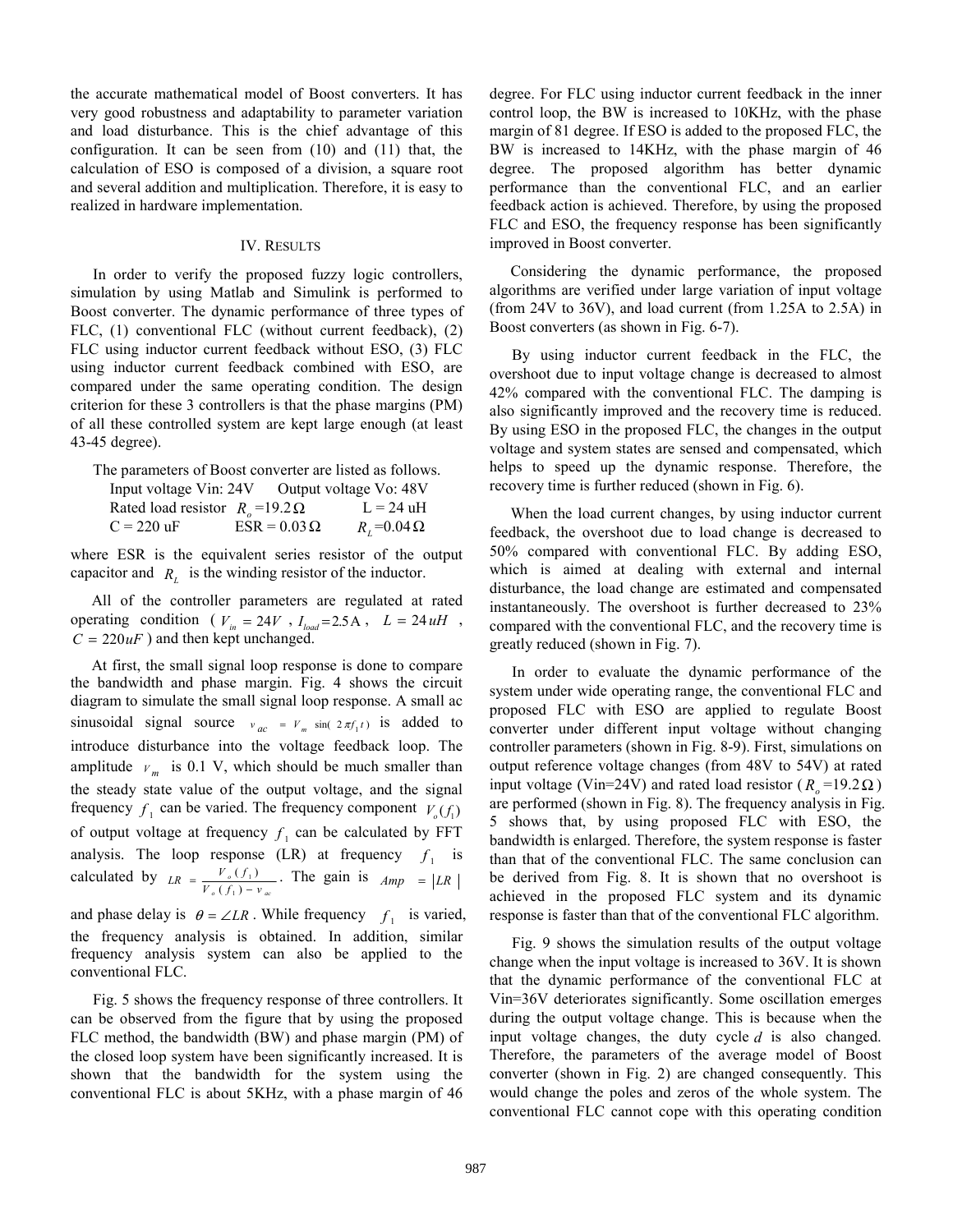the accurate mathematical model of Boost converters. It has very good robustness and adaptability to parameter variation and load disturbance. This is the chief advantage of this configuration. It can be seen from (10) and (11) that, the calculation of ESO is composed of a division, a square root and several addition and multiplication. Therefore, it is easy to realized in hardware implementation.

## IV. Results

In order to verify the proposed fuzzy logic controllers, simulation by using Matlab and Simulink is performed to Boost converter. The dynamic performance of three types of FLC, (1) conventional FLC (without current feedback), (2) FLC using inductor current feedback without ESO, (3) FLC using inductor current feedback combined with ESO, are compared under the same operating condition. The design criterion for these 3 controllers is that the phase margins (PM) of all these controlled system are kept large enough (at least 43-45 degree).

The parameters of Boost converter are listed as follows.

Input voltage Vin: 24V Output voltage Vo: 48V
Rated load resistor $R_o$=19.2Ω L = 24 uH
C = 220 uF ESR = 0.03Ω $R_L$=0.04Ω

where ESR is the equivalent series resistor of the output capacitor and $R_L$ is the winding resistor of the inductor.

All of the controller parameters are regulated at rated operating condition ( $V_{in} = 24V$ , $I_{load}$=2.5A , $L = 24uH$ , $C = 220uF$ ) and then kept unchanged.

At first, the small signal loop response is done to compare the bandwidth and phase margin. Fig. 4 shows the circuit diagram to simulate the small signal loop response. A small ac sinusoidal signal source $v_{ac} = V_m \sin(2\pi f_1 t)$ is added to introduce disturbance into the voltage feedback loop. The amplitude $V_m$ is 0.1 V, which should be much smaller than the steady state value of the output voltage, and the signal frequency $f_1$ can be varied. The frequency component $V_o(f_1)$ of output voltage at frequency $f_1$ can be calculated by FFT analysis. The loop response (LR) at frequency $f_1$ is calculated by $LR = \frac{V_o(f_1)}{V_o(f_1) - v_{ac}}$. The gain is $Amp = |LR|$ and phase delay is $\theta = \angle LR$. While frequency $f_1$ is varied, the frequency analysis is obtained. In addition, similar frequency analysis system can also be applied to the conventional FLC.

Fig. 5 shows the frequency response of three controllers. It can be observed from the figure that by using the proposed FLC method, the bandwidth (BW) and phase margin (PM) of the closed loop system have been significantly increased. It is shown that the bandwidth for the system using the conventional FLC is about 5KHz, with a phase margin of 46 degree. For FLC using inductor current feedback in the inner control loop, the BW is increased to 10KHz, with the phase margin of 81 degree. If ESO is added to the proposed FLC, the BW is increased to 14KHz, with the phase margin of 46 degree. The proposed algorithm has better dynamic performance than the conventional FLC, and an earlier feedback action is achieved. Therefore, by using the proposed FLC and ESO, the frequency response has been significantly improved in Boost converter.

Considering the dynamic performance, the proposed algorithms are verified under large variation of input voltage (from 24V to 36V), and load current (from 1.25A to 2.5A) in Boost converters (as shown in Fig. 6-7).

By using inductor current feedback in the FLC, the overshoot due to input voltage change is decreased to almost 42% compared with the conventional FLC. The damping is also significantly improved and the recovery time is reduced. By using ESO in the proposed FLC, the changes in the output voltage and system states are sensed and compensated, which helps to speed up the dynamic response. Therefore, the recovery time is further reduced (shown in Fig. 6).

When the load current changes, by using inductor current feedback, the overshoot due to load change is decreased to 50% compared with conventional FLC. By adding ESO, which is aimed at dealing with external and internal disturbance, the load change are estimated and compensated instantaneously. The overshoot is further decreased to 23% compared with the conventional FLC, and the recovery time is greatly reduced (shown in Fig. 7).

In order to evaluate the dynamic performance of the system under wide operating range, the conventional FLC and proposed FLC with ESO are applied to regulate Boost converter under different input voltage without changing controller parameters (shown in Fig. 8-9). First, simulations on output reference voltage changes (from 48V to 54V) at rated input voltage (Vin=24V) and rated load resistor ($R_o$=19.2Ω) are performed (shown in Fig. 8). The frequency analysis in Fig. 5 shows that, by using proposed FLC with ESO, the bandwidth is enlarged. Therefore, the system response is faster than that of the conventional FLC. The same conclusion can be derived from Fig. 8. It is shown that no overshoot is achieved in the proposed FLC system and its dynamic response is faster than that of the conventional FLC algorithm.

Fig. 9 shows the simulation results of the output voltage change when the input voltage is increased to 36V. It is shown that the dynamic performance of the conventional FLC at Vin=36V deteriorates significantly. Some oscillation emerges during the output voltage change. This is because when the input voltage changes, the duty cycle $d$ is also changed. Therefore, the parameters of the average model of Boost converter (shown in Fig. 2) are changed consequently. This would change the poles and zeros of the whole system. The conventional FLC cannot cope with this operating condition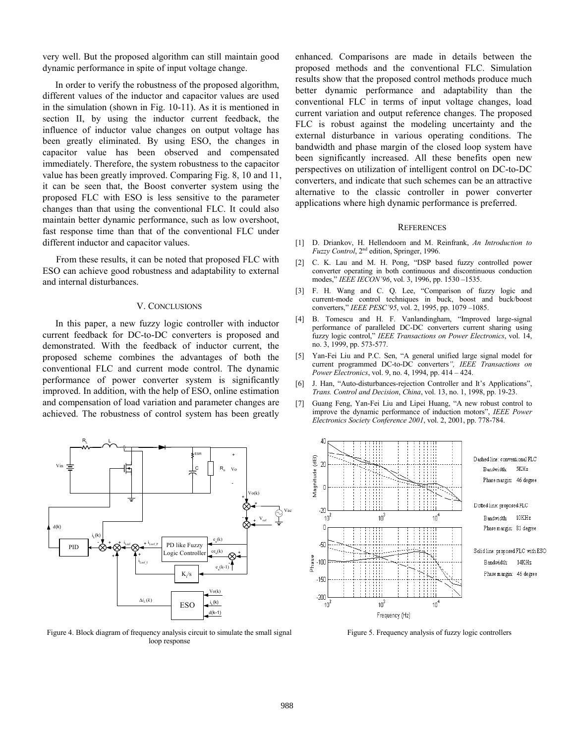very well. But the proposed algorithm can still maintain good dynamic performance in spite of input voltage change.

In order to verify the robustness of the proposed algorithm, different values of the inductor and capacitor values are used in the simulation (shown in Fig. 10-11). As it is mentioned in section II, by using the inductor current feedback, the influence of inductor value changes on output voltage has been greatly eliminated. By using ESO, the changes in capacitor value has been observed and compensated immediately. Therefore, the system robustness to the capacitor value has been greatly improved. Comparing Fig. 8, 10 and 11, it can be seen that, the Boost converter system using the proposed FLC with ESO is less sensitive to the parameter changes than that using the conventional FLC. It could also maintain better dynamic performance, such as low overshoot, fast response time than that of the conventional FLC under different inductor and capacitor values.

From these results, it can be noted that proposed FLC with ESO can achieve good robustness and adaptability to external and internal disturbances.

## V. CONCLUSIONS

In this paper, a new fuzzy logic controller with inductor current feedback for DC-to-DC converters is proposed and demonstrated. With the feedback of inductor current, the proposed scheme combines the advantages of both the conventional FLC and current mode control. The dynamic performance of power converter system is significantly improved. In addition, with the help of ESO, online estimation and compensation of load variation and parameter changes are achieved. The robustness of control system has been greatly enhanced. Comparisons are made in details between the proposed methods and the conventional FLC. Simulation results show that the proposed control methods produce much better dynamic performance and adaptability than the conventional FLC in terms of input voltage changes, load current variation and output reference changes. The proposed FLC is robust against the modeling uncertainty and the external disturbance in various operating conditions. The bandwidth and phase margin of the closed loop system have been significantly increased. All these benefits open new perspectives on utilization of intelligent control on DC-to-DC converters, and indicate that such schemes can be an attractive alternative to the classic controller in power converter applications where high dynamic performance is preferred.

## REFERENCES

[1] D. Driankov, H. Hellendoorn and M. Reinfrank, *An Introduction to Fuzzy Control*, 2nd edition, Springer, 1996.

[2] C. K. Lau and M. H. Pong, "DSP based fuzzy controlled power converter operating in both continuous and discontinuous conduction modes," *IEEE IECON'96*, vol. 3, 1996, pp. 1530 –1535.

[3] F. H. Wang and C. Q. Lee, "Comparison of fuzzy logic and current-mode control techniques in buck, boost and buck/boost converters," *IEEE PESC'95*, vol. 2, 1995, pp. 1079 –1085.

[4] B. Tomescu and H. F. Vanlandingham, "Improved large-signal performance of paralleled DC-DC converters current sharing using fuzzy logic control," *IEEE Transactions on Power Electronics*, vol. 14, no. 3, 1999, pp. 573-577.

[5] Yan-Fei Liu and P.C. Sen, "A general unified large signal model for current programmed DC-to-DC converters*", IEEE Transactions on Power Electronics*, vol. 9, no. 4, 1994, pp. 414 – 424.

[6] J. Han, "Auto-disturbances-rejection Controller and It's Applications", *Trans. Control and Decision*, *China*, vol. 13, no. 1, 1998, pp. 19-23.

[7] Guang Feng, Yan-Fei Liu and Lipei Huang, "A new robust control to improve the dynamic performance of induction motors", *IEEE Power Electronics Society Conference 2001*, vol. 2, 2001, pp. 778-784.

Figure 4. Block diagram of frequency analysis circuit to simulate the small signal loop response

Figure 5. Frequency analysis of fuzzy logic controllers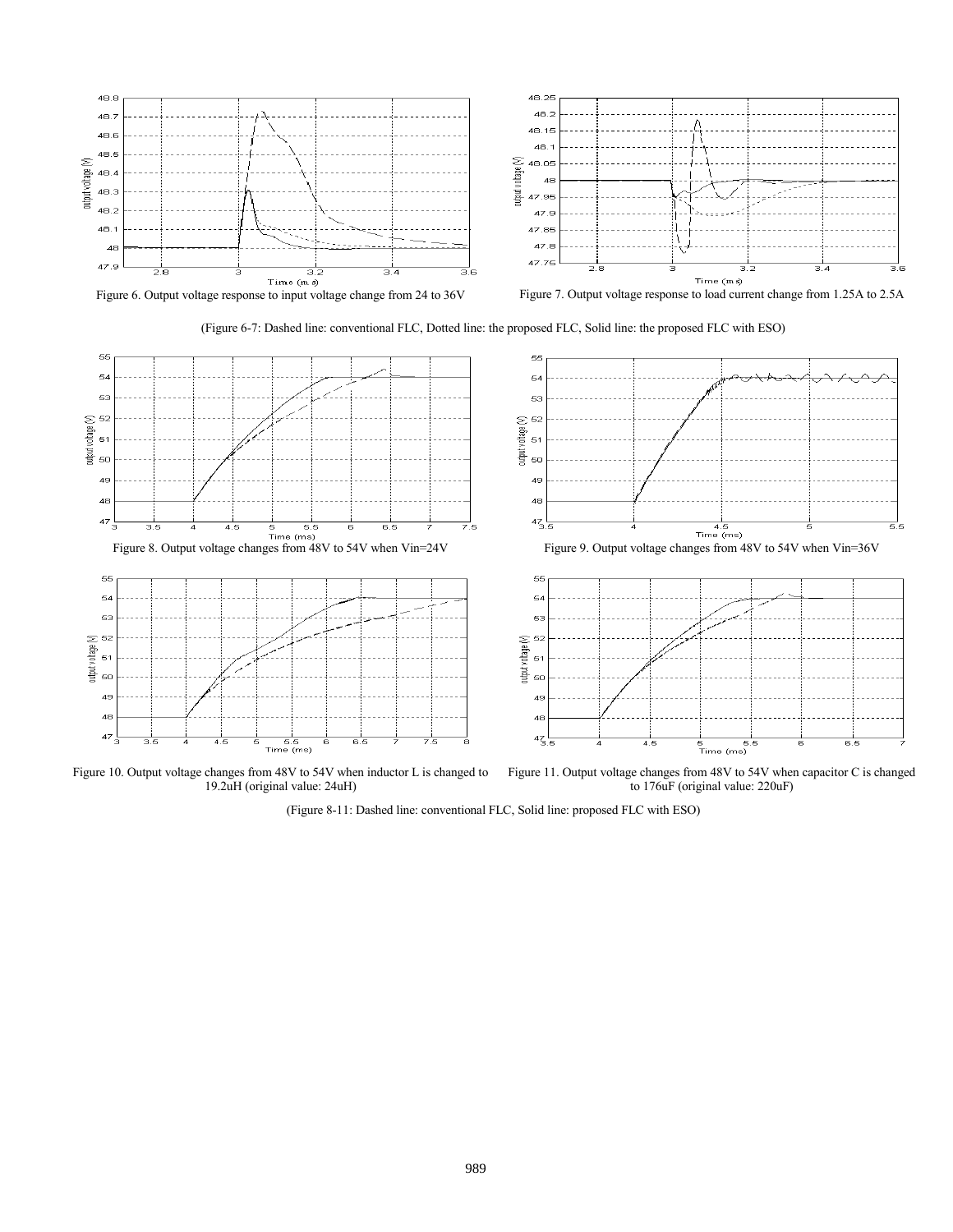48.8
48.7
48.6
48.5
48.4
48.3
48.2
48.1
48
47.9
output voltage (V)
2.8
3
3.2
3.4
3.6
Time (ms)

Figure 6. Output voltage response to input voltage change from 24 to 36V

48.25
48.2
48.15
48.1
48.05
48
47.95
47.9
47.85
47.8
47.75
output voltage (V)
2.8
3
3.2
3.4
3.6
Time (ms)

Figure 7. Output voltage response to load current change from 1.25A to 2.5A

(Figure 6-7: Dashed line: conventional FLC, Dotted line: the proposed FLC, Solid line: the proposed FLC with ESO)

55
54
53
52
51
50
49
48
47
output voltage (V)
3
3.5
4
4.5
5
5.5
6
6.5
7
7.5
Time (ms)

Figure 8. Output voltage changes from 48V to 54V when Vin=24V

55
54
53
52
51
50
49
48
47
output voltage (V)
3.5
4
4.5
5
5.5
Time (ms)

Figure 9. Output voltage changes from 48V to 54V when Vin=36V

55
54
53
52
51
50
49
48
47
output voltage (V)
3
3.5
4
4.5
5
5.5
6
6.5
7
7.5
8
Time (ms)

Figure 10. Output voltage changes from 48V to 54V when inductor L is changed to 19.2uH (original value: 24uH)

55
54
53
52
51
50
49
48
47
output voltage (V)
3.5
4
4.5
5
5.5
6
6.5
7
Time (ms)

Figure 11. Output voltage changes from 48V to 54V when capacitor C is changed to 176uF (original value: 220uF)

(Figure 8-11: Dashed line: conventional FLC, Solid line: proposed FLC with ESO)